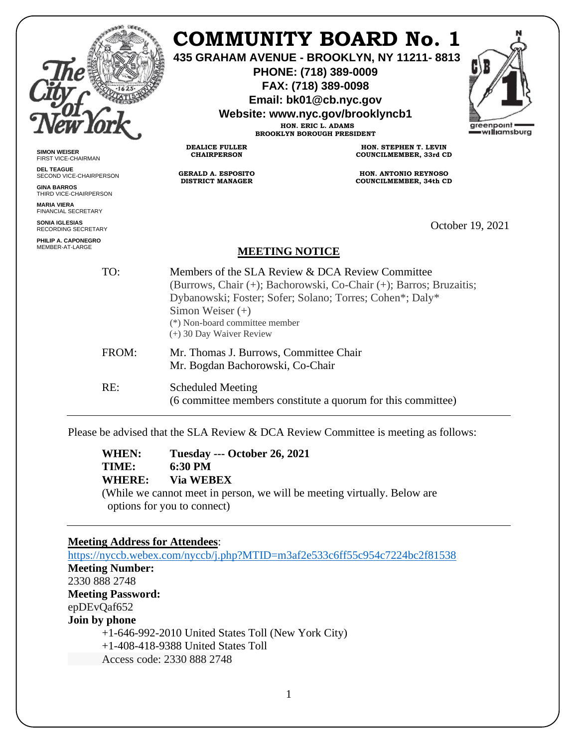# COMMUNITY BOARD No. 1

**435 GRAHAM AVENUE - BROOKLYN, NY 11211- 8813**
**PHONE: (718) 389-0009**
**FAX: (718) 389-0098**
**Email: bk01@cb.nyc.gov**
**Website: www.nyc.gov/brooklyncb1**

**HON. ERIC L. ADAMS**
**BROOKLYN BOROUGH PRESIDENT**

**SIMON WEISER**
FIRST VICE-CHAIRMAN

**DEL TEAGUE**
SECOND VICE-CHAIRPERSON

**GINA BARROS**
THIRD VICE-CHAIRPERSON

**MARIA VIERA**
FINANCIAL SECRETARY

**SONIA IGLESIAS**
RECORDING SECRETARY

**PHILIP A. CAPONEGRO**
MEMBER-AT-LARGE

**DEALICE FULLER**
**CHAIRPERSON**

**GERALD A. ESPOSITO**
**DISTRICT MANAGER**

**HON. STEPHEN T. LEVIN**
**COUNCILMEMBER, 33rd CD**

**HON. ANTONIO REYNOSO**
**COUNCILMEMBER, 34th CD**

October 19, 2021

## MEETING NOTICE

TO: Members of the SLA Review & DCA Review Committee
(Burrows, Chair (+); Bachorowski, Co-Chair (+); Barros; Bruzaitis; Dybanowski; Foster; Sofer; Solano; Torres; Cohen*; Daly*
Simon Weiser (+)
(*) Non-board committee member
(+) 30 Day Waiver Review

FROM: Mr. Thomas J. Burrows, Committee Chair
Mr. Bogdan Bachorowski, Co-Chair

RE: Scheduled Meeting
(6 committee members constitute a quorum for this committee)

---

Please be advised that the SLA Review & DCA Review Committee is meeting as follows:

**WHEN:** **Tuesday --- October 26, 2021**
**TIME:** **6:30 PM**
**WHERE:** **Via WEBEX**
(While we cannot meet in person, we will be meeting virtually. Below are options for you to connect)

---

**Meeting Address for Attendees**:
https://nyccb.webex.com/nyccb/j.php?MTID=m3af2e533c6ff55c954c7224bc2f81538
**Meeting Number:**
2330 888 2748
**Meeting Password:**
epDEvQaf652
**Join by phone**
+1-646-992-2010 United States Toll (New York City)
+1-408-418-9388 United States Toll
Access code: 2330 888 2748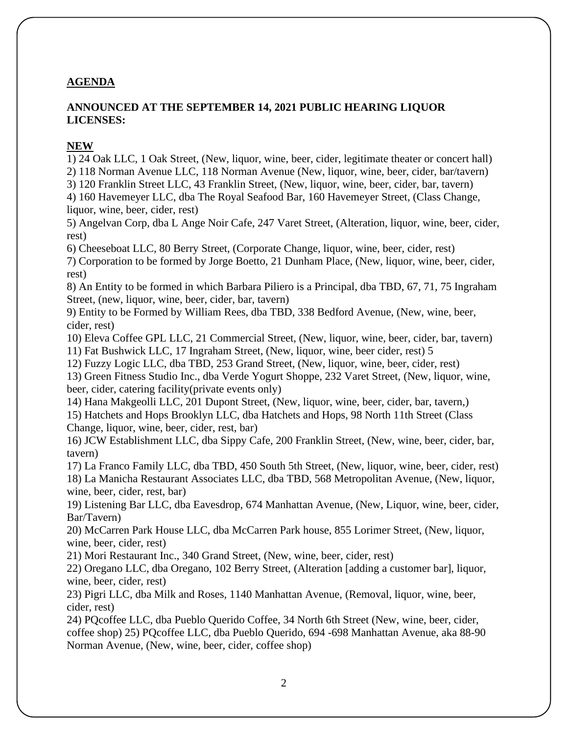**AGENDA**

**ANNOUNCED AT THE SEPTEMBER 14, 2021 PUBLIC HEARING LIQUOR LICENSES:**

**NEW**

1) 24 Oak LLC, 1 Oak Street, (New, liquor, wine, beer, cider, legitimate theater or concert hall)
2) 118 Norman Avenue LLC, 118 Norman Avenue (New, liquor, wine, beer, cider, bar/tavern)
3) 120 Franklin Street LLC, 43 Franklin Street, (New, liquor, wine, beer, cider, bar, tavern)
4) 160 Havemeyer LLC, dba The Royal Seafood Bar, 160 Havemeyer Street, (Class Change, liquor, wine, beer, cider, rest)
5) Angelvan Corp, dba L Ange Noir Cafe, 247 Varet Street, (Alteration, liquor, wine, beer, cider, rest)
6) Cheeseboat LLC, 80 Berry Street, (Corporate Change, liquor, wine, beer, cider, rest)
7) Corporation to be formed by Jorge Boetto, 21 Dunham Place, (New, liquor, wine, beer, cider, rest)
8) An Entity to be formed in which Barbara Piliero is a Principal, dba TBD, 67, 71, 75 Ingraham Street, (new, liquor, wine, beer, cider, bar, tavern)
9) Entity to be Formed by William Rees, dba TBD, 338 Bedford Avenue, (New, wine, beer, cider, rest)
10) Eleva Coffee GPL LLC, 21 Commercial Street, (New, liquor, wine, beer, cider, bar, tavern)
11) Fat Bushwick LLC, 17 Ingraham Street, (New, liquor, wine, beer cider, rest) 5
12) Fuzzy Logic LLC, dba TBD, 253 Grand Street, (New, liquor, wine, beer, cider, rest)
13) Green Fitness Studio Inc., dba Verde Yogurt Shoppe, 232 Varet Street, (New, liquor, wine, beer, cider, catering facility(private events only)
14) Hana Makgeolli LLC, 201 Dupont Street, (New, liquor, wine, beer, cider, bar, tavern,)
15) Hatchets and Hops Brooklyn LLC, dba Hatchets and Hops, 98 North 11th Street (Class Change, liquor, wine, beer, cider, rest, bar)
16) JCW Establishment LLC, dba Sippy Cafe, 200 Franklin Street, (New, wine, beer, cider, bar, tavern)
17) La Franco Family LLC, dba TBD, 450 South 5th Street, (New, liquor, wine, beer, cider, rest)
18) La Manicha Restaurant Associates LLC, dba TBD, 568 Metropolitan Avenue, (New, liquor, wine, beer, cider, rest, bar)
19) Listening Bar LLC, dba Eavesdrop, 674 Manhattan Avenue, (New, Liquor, wine, beer, cider, Bar/Tavern)
20) McCarren Park House LLC, dba McCarren Park house, 855 Lorimer Street, (New, liquor, wine, beer, cider, rest)
21) Mori Restaurant Inc., 340 Grand Street, (New, wine, beer, cider, rest)
22) Oregano LLC, dba Oregano, 102 Berry Street, (Alteration [adding a customer bar], liquor, wine, beer, cider, rest)
23) Pigri LLC, dba Milk and Roses, 1140 Manhattan Avenue, (Removal, liquor, wine, beer, cider, rest)
24) PQcoffee LLC, dba Pueblo Querido Coffee, 34 North 6th Street (New, wine, beer, cider, coffee shop) 25) PQcoffee LLC, dba Pueblo Querido, 694 -698 Manhattan Avenue, aka 88-90 Norman Avenue, (New, wine, beer, cider, coffee shop)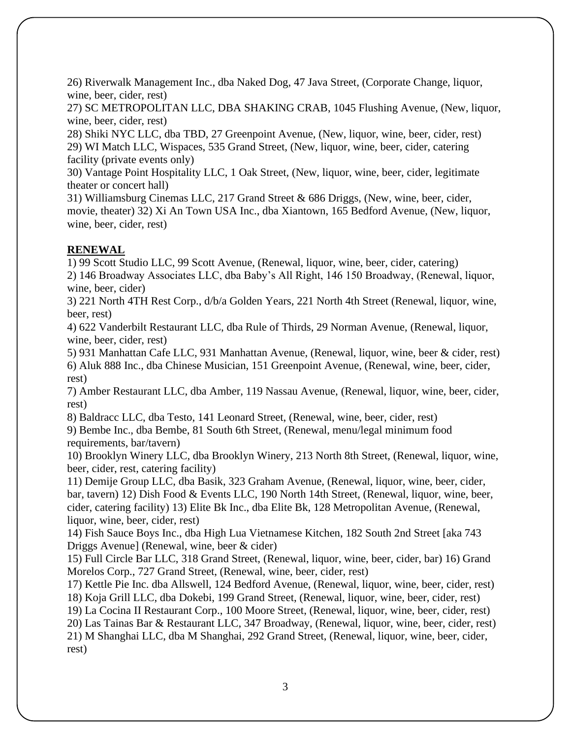26) Riverwalk Management Inc., dba Naked Dog, 47 Java Street, (Corporate Change, liquor, wine, beer, cider, rest)
27) SC METROPOLITAN LLC, DBA SHAKING CRAB, 1045 Flushing Avenue, (New, liquor, wine, beer, cider, rest)
28) Shiki NYC LLC, dba TBD, 27 Greenpoint Avenue, (New, liquor, wine, beer, cider, rest)
29) WI Match LLC, Wispaces, 535 Grand Street, (New, liquor, wine, beer, cider, catering facility (private events only)
30) Vantage Point Hospitality LLC, 1 Oak Street, (New, liquor, wine, beer, cider, legitimate theater or concert hall)
31) Williamsburg Cinemas LLC, 217 Grand Street & 686 Driggs, (New, wine, beer, cider, movie, theater) 32) Xi An Town USA Inc., dba Xiantown, 165 Bedford Avenue, (New, liquor, wine, beer, cider, rest)

**RENEWAL**

1) 99 Scott Studio LLC, 99 Scott Avenue, (Renewal, liquor, wine, beer, cider, catering)
2) 146 Broadway Associates LLC, dba Baby's All Right, 146 150 Broadway, (Renewal, liquor, wine, beer, cider)
3) 221 North 4TH Rest Corp., d/b/a Golden Years, 221 North 4th Street (Renewal, liquor, wine, beer, rest)
4) 622 Vanderbilt Restaurant LLC, dba Rule of Thirds, 29 Norman Avenue, (Renewal, liquor, wine, beer, cider, rest)
5) 931 Manhattan Cafe LLC, 931 Manhattan Avenue, (Renewal, liquor, wine, beer & cider, rest)
6) Aluk 888 Inc., dba Chinese Musician, 151 Greenpoint Avenue, (Renewal, wine, beer, cider, rest)
7) Amber Restaurant LLC, dba Amber, 119 Nassau Avenue, (Renewal, liquor, wine, beer, cider, rest)
8) Baldracc LLC, dba Testo, 141 Leonard Street, (Renewal, wine, beer, cider, rest)
9) Bembe Inc., dba Bembe, 81 South 6th Street, (Renewal, menu/legal minimum food requirements, bar/tavern)
10) Brooklyn Winery LLC, dba Brooklyn Winery, 213 North 8th Street, (Renewal, liquor, wine, beer, cider, rest, catering facility)
11) Demije Group LLC, dba Basik, 323 Graham Avenue, (Renewal, liquor, wine, beer, cider, bar, tavern) 12) Dish Food & Events LLC, 190 North 14th Street, (Renewal, liquor, wine, beer, cider, catering facility) 13) Elite Bk Inc., dba Elite Bk, 128 Metropolitan Avenue, (Renewal, liquor, wine, beer, cider, rest)
14) Fish Sauce Boys Inc., dba High Lua Vietnamese Kitchen, 182 South 2nd Street [aka 743 Driggs Avenue] (Renewal, wine, beer & cider)
15) Full Circle Bar LLC, 318 Grand Street, (Renewal, liquor, wine, beer, cider, bar) 16) Grand Morelos Corp., 727 Grand Street, (Renewal, wine, beer, cider, rest)
17) Kettle Pie Inc. dba Allswell, 124 Bedford Avenue, (Renewal, liquor, wine, beer, cider, rest)
18) Koja Grill LLC, dba Dokebi, 199 Grand Street, (Renewal, liquor, wine, beer, cider, rest)
19) La Cocina II Restaurant Corp., 100 Moore Street, (Renewal, liquor, wine, beer, cider, rest)
20) Las Tainas Bar & Restaurant LLC, 347 Broadway, (Renewal, liquor, wine, beer, cider, rest)
21) M Shanghai LLC, dba M Shanghai, 292 Grand Street, (Renewal, liquor, wine, beer, cider, rest)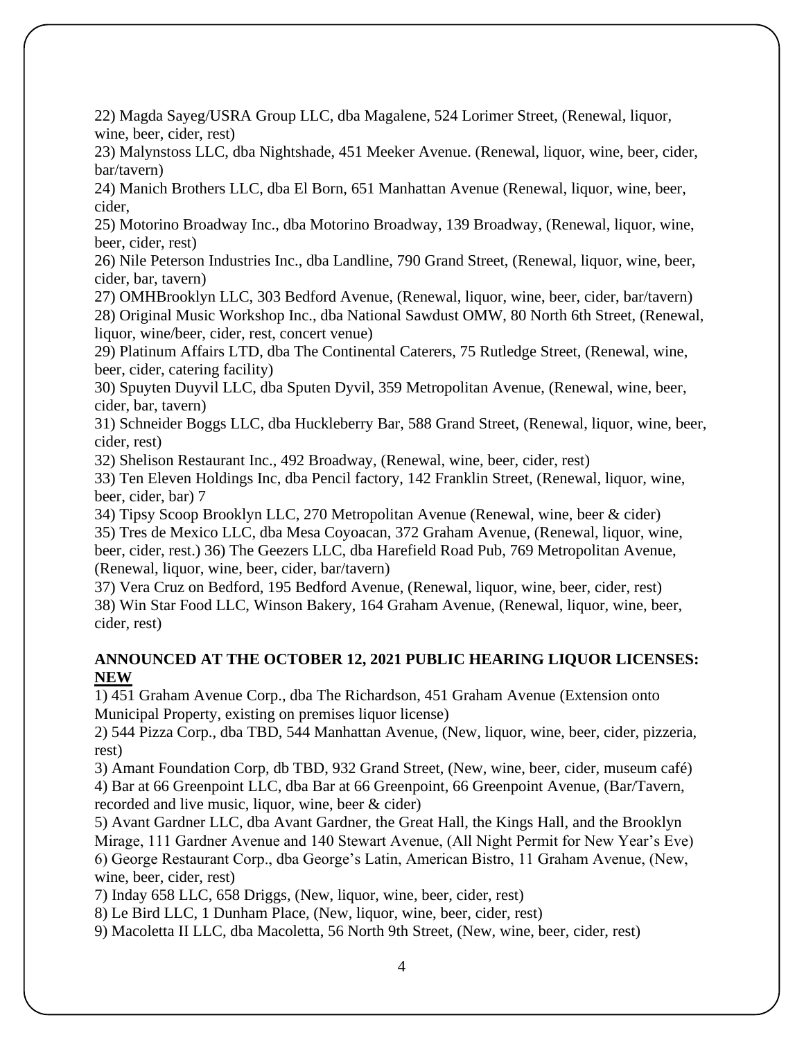22) Magda Sayeg/USRA Group LLC, dba Magalene, 524 Lorimer Street, (Renewal, liquor, wine, beer, cider, rest)

23) Malynstoss LLC, dba Nightshade, 451 Meeker Avenue. (Renewal, liquor, wine, beer, cider, bar/tavern)

24) Manich Brothers LLC, dba El Born, 651 Manhattan Avenue (Renewal, liquor, wine, beer, cider,

25) Motorino Broadway Inc., dba Motorino Broadway, 139 Broadway, (Renewal, liquor, wine, beer, cider, rest)

26) Nile Peterson Industries Inc., dba Landline, 790 Grand Street, (Renewal, liquor, wine, beer, cider, bar, tavern)

27) OMHBrooklyn LLC, 303 Bedford Avenue, (Renewal, liquor, wine, beer, cider, bar/tavern)

28) Original Music Workshop Inc., dba National Sawdust OMW, 80 North 6th Street, (Renewal, liquor, wine/beer, cider, rest, concert venue)

29) Platinum Affairs LTD, dba The Continental Caterers, 75 Rutledge Street, (Renewal, wine, beer, cider, catering facility)

30) Spuyten Duyvil LLC, dba Sputen Dyvil, 359 Metropolitan Avenue, (Renewal, wine, beer, cider, bar, tavern)

31) Schneider Boggs LLC, dba Huckleberry Bar, 588 Grand Street, (Renewal, liquor, wine, beer, cider, rest)

32) Shelison Restaurant Inc., 492 Broadway, (Renewal, wine, beer, cider, rest)

33) Ten Eleven Holdings Inc, dba Pencil factory, 142 Franklin Street, (Renewal, liquor, wine, beer, cider, bar) 7

34) Tipsy Scoop Brooklyn LLC, 270 Metropolitan Avenue (Renewal, wine, beer & cider)

35) Tres de Mexico LLC, dba Mesa Coyoacan, 372 Graham Avenue, (Renewal, liquor, wine, beer, cider, rest.) 36) The Geezers LLC, dba Harefield Road Pub, 769 Metropolitan Avenue, (Renewal, liquor, wine, beer, cider, bar/tavern)

37) Vera Cruz on Bedford, 195 Bedford Avenue, (Renewal, liquor, wine, beer, cider, rest)

38) Win Star Food LLC, Winson Bakery, 164 Graham Avenue, (Renewal, liquor, wine, beer, cider, rest)

**ANNOUNCED AT THE OCTOBER 12, 2021 PUBLIC HEARING LIQUOR LICENSES: <u>NEW</u>**

1) 451 Graham Avenue Corp., dba The Richardson, 451 Graham Avenue (Extension onto Municipal Property, existing on premises liquor license)

2) 544 Pizza Corp., dba TBD, 544 Manhattan Avenue, (New, liquor, wine, beer, cider, pizzeria, rest)

3) Amant Foundation Corp, db TBD, 932 Grand Street, (New, wine, beer, cider, museum café)

4) Bar at 66 Greenpoint LLC, dba Bar at 66 Greenpoint, 66 Greenpoint Avenue, (Bar/Tavern, recorded and live music, liquor, wine, beer & cider)

5) Avant Gardner LLC, dba Avant Gardner, the Great Hall, the Kings Hall, and the Brooklyn Mirage, 111 Gardner Avenue and 140 Stewart Avenue, (All Night Permit for New Year's Eve)

6) George Restaurant Corp., dba George's Latin, American Bistro, 11 Graham Avenue, (New, wine, beer, cider, rest)

7) Inday 658 LLC, 658 Driggs, (New, liquor, wine, beer, cider, rest)

8) Le Bird LLC, 1 Dunham Place, (New, liquor, wine, beer, cider, rest)

9) Macoletta II LLC, dba Macoletta, 56 North 9th Street, (New, wine, beer, cider, rest)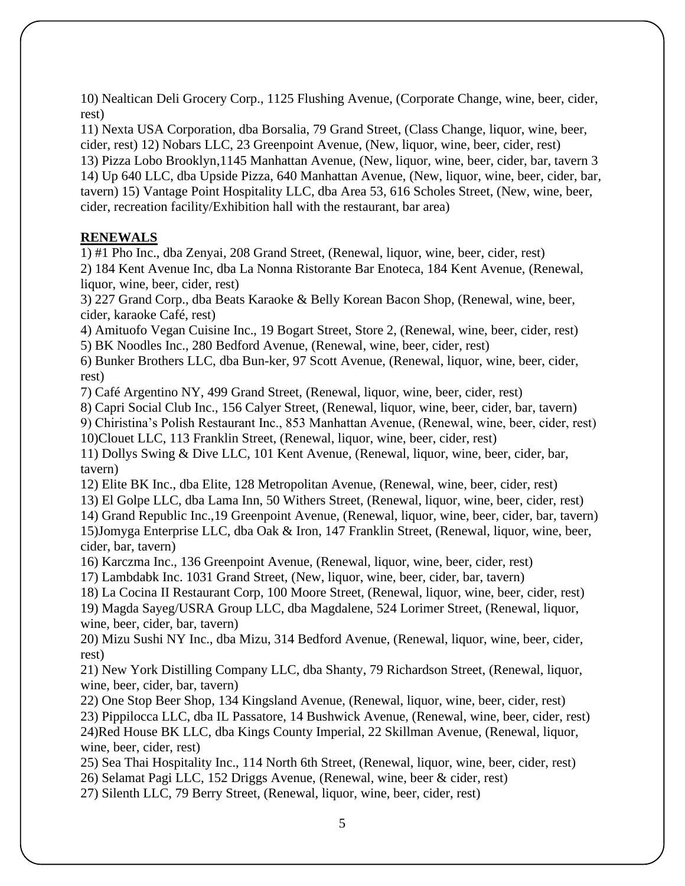10) Nealtican Deli Grocery Corp., 1125 Flushing Avenue, (Corporate Change, wine, beer, cider, rest)
11) Nexta USA Corporation, dba Borsalia, 79 Grand Street, (Class Change, liquor, wine, beer, cider, rest) 12) Nobars LLC, 23 Greenpoint Avenue, (New, liquor, wine, beer, cider, rest)
13) Pizza Lobo Brooklyn,1145 Manhattan Avenue, (New, liquor, wine, beer, cider, bar, tavern 3
14) Up 640 LLC, dba Upside Pizza, 640 Manhattan Avenue, (New, liquor, wine, beer, cider, bar, tavern) 15) Vantage Point Hospitality LLC, dba Area 53, 616 Scholes Street, (New, wine, beer, cider, recreation facility/Exhibition hall with the restaurant, bar area)

**RENEWALS**

1) #1 Pho Inc., dba Zenyai, 208 Grand Street, (Renewal, liquor, wine, beer, cider, rest)
2) 184 Kent Avenue Inc, dba La Nonna Ristorante Bar Enoteca, 184 Kent Avenue, (Renewal, liquor, wine, beer, cider, rest)
3) 227 Grand Corp., dba Beats Karaoke & Belly Korean Bacon Shop, (Renewal, wine, beer, cider, karaoke Café, rest)
4) Amituofo Vegan Cuisine Inc., 19 Bogart Street, Store 2, (Renewal, wine, beer, cider, rest)
5) BK Noodles Inc., 280 Bedford Avenue, (Renewal, wine, beer, cider, rest)
6) Bunker Brothers LLC, dba Bun-ker, 97 Scott Avenue, (Renewal, liquor, wine, beer, cider, rest)
7) Café Argentino NY, 499 Grand Street, (Renewal, liquor, wine, beer, cider, rest)
8) Capri Social Club Inc., 156 Calyer Street, (Renewal, liquor, wine, beer, cider, bar, tavern)
9) Chiristina's Polish Restaurant Inc., 853 Manhattan Avenue, (Renewal, wine, beer, cider, rest)
10)Clouet LLC, 113 Franklin Street, (Renewal, liquor, wine, beer, cider, rest)
11) Dollys Swing & Dive LLC, 101 Kent Avenue, (Renewal, liquor, wine, beer, cider, bar, tavern)
12) Elite BK Inc., dba Elite, 128 Metropolitan Avenue, (Renewal, wine, beer, cider, rest)
13) El Golpe LLC, dba Lama Inn, 50 Withers Street, (Renewal, liquor, wine, beer, cider, rest)
14) Grand Republic Inc.,19 Greenpoint Avenue, (Renewal, liquor, wine, beer, cider, bar, tavern)
15)Jomyga Enterprise LLC, dba Oak & Iron, 147 Franklin Street, (Renewal, liquor, wine, beer, cider, bar, tavern)
16) Karczma Inc., 136 Greenpoint Avenue, (Renewal, liquor, wine, beer, cider, rest)
17) Lambdabk Inc. 1031 Grand Street, (New, liquor, wine, beer, cider, bar, tavern)
18) La Cocina II Restaurant Corp, 100 Moore Street, (Renewal, liquor, wine, beer, cider, rest)
19) Magda Sayeg/USRA Group LLC, dba Magdalene, 524 Lorimer Street, (Renewal, liquor, wine, beer, cider, bar, tavern)
20) Mizu Sushi NY Inc., dba Mizu, 314 Bedford Avenue, (Renewal, liquor, wine, beer, cider, rest)
21) New York Distilling Company LLC, dba Shanty, 79 Richardson Street, (Renewal, liquor, wine, beer, cider, bar, tavern)
22) One Stop Beer Shop, 134 Kingsland Avenue, (Renewal, liquor, wine, beer, cider, rest)
23) Pippilocca LLC, dba IL Passatore, 14 Bushwick Avenue, (Renewal, wine, beer, cider, rest)
24)Red House BK LLC, dba Kings County Imperial, 22 Skillman Avenue, (Renewal, liquor, wine, beer, cider, rest)
25) Sea Thai Hospitality Inc., 114 North 6th Street, (Renewal, liquor, wine, beer, cider, rest)
26) Selamat Pagi LLC, 152 Driggs Avenue, (Renewal, wine, beer & cider, rest)
27) Silenth LLC, 79 Berry Street, (Renewal, liquor, wine, beer, cider, rest)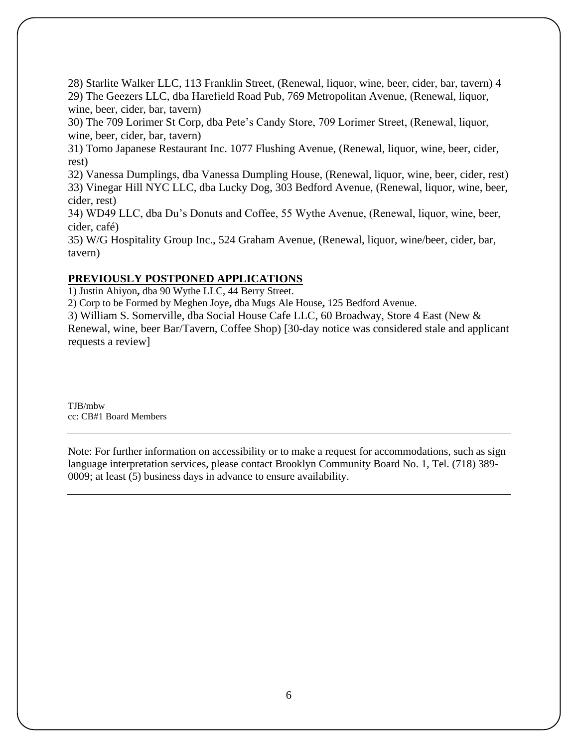28) Starlite Walker LLC, 113 Franklin Street, (Renewal, liquor, wine, beer, cider, bar, tavern) 4
29) The Geezers LLC, dba Harefield Road Pub, 769 Metropolitan Avenue, (Renewal, liquor, wine, beer, cider, bar, tavern)
30) The 709 Lorimer St Corp, dba Pete's Candy Store, 709 Lorimer Street, (Renewal, liquor, wine, beer, cider, bar, tavern)
31) Tomo Japanese Restaurant Inc. 1077 Flushing Avenue, (Renewal, liquor, wine, beer, cider, rest)
32) Vanessa Dumplings, dba Vanessa Dumpling House, (Renewal, liquor, wine, beer, cider, rest)
33) Vinegar Hill NYC LLC, dba Lucky Dog, 303 Bedford Avenue, (Renewal, liquor, wine, beer, cider, rest)
34) WD49 LLC, dba Du's Donuts and Coffee, 55 Wythe Avenue, (Renewal, liquor, wine, beer, cider, café)
35) W/G Hospitality Group Inc., 524 Graham Avenue, (Renewal, liquor, wine/beer, cider, bar, tavern)

**PREVIOUSLY POSTPONED APPLICATIONS**

1) Justin Ahiyon**,** dba 90 Wythe LLC, 44 Berry Street.
2) Corp to be Formed by Meghen Joye**,** dba Mugs Ale House**,** 125 Bedford Avenue.
3) William S. Somerville, dba Social House Cafe LLC, 60 Broadway, Store 4 East (New & Renewal, wine, beer Bar/Tavern, Coffee Shop) [30-day notice was considered stale and applicant requests a review]

TJB/mbw
cc: CB#1 Board Members

---

Note: For further information on accessibility or to make a request for accommodations, such as sign language interpretation services, please contact Brooklyn Community Board No. 1, Tel. (718) 389-0009; at least (5) business days in advance to ensure availability.

---